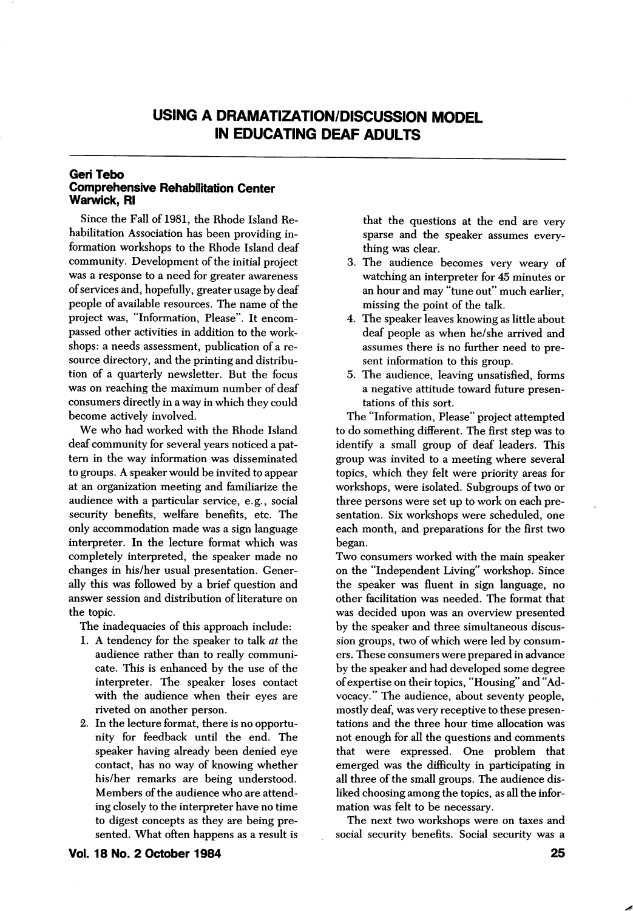# USING A DRAMATIZATION/DISCUSSION MODEL IN EDUCATING DEAF ADULTS

**Geri Tebo**
**Comprehensive Rehabilitation Center**
**Warwick, RI**

Since the Fall of 1981, the Rhode Island Rehabilitation Association has been providing information workshops to the Rhode Island deaf community. Development of the initial project was a response to a need for greater awareness of services and, hopefully, greater usage by deaf people of available resources. The name of the project was, "Information, Please". It encompassed other activities in addition to the workshops: a needs assessment, publication of a resource directory, and the printing and distribution of a quarterly newsletter. But the focus was on reaching the maximum number of deaf consumers directly in a way in which they could become actively involved.

We who had worked with the Rhode Island deaf community for several years noticed a pattern in the way information was disseminated to groups. A speaker would be invited to appear at an organization meeting and familiarize the audience with a particular service, e.g., social security benefits, welfare benefits, etc. The only accommodation made was a sign language interpreter. In the lecture format which was completely interpreted, the speaker made no changes in his/her usual presentation. Generally this was followed by a brief question and answer session and distribution of literature on the topic.

The inadequacies of this approach include:

1. A tendency for the speaker to talk *at* the audience rather than to really communicate. This is enhanced by the use of the interpreter. The speaker loses contact with the audience when their eyes are riveted on another person.
2. In the lecture format, there is no opportunity for feedback until the end. The speaker having already been denied eye contact, has no way of knowing whether his/her remarks are being understood. Members of the audience who are attending closely to the interpreter have no time to digest concepts as they are being presented. What often happens as a result is that the questions at the end are very sparse and the speaker assumes everything was clear.
3. The audience becomes very weary of watching an interpreter for 45 minutes or an hour and may "tune out" much earlier, missing the point of the talk.
4. The speaker leaves knowing as little about deaf people as when he/she arrived and assumes there is no further need to present information to this group.
5. The audience, leaving unsatisfied, forms a negative attitude toward future presentations of this sort.

The "Information, Please" project attempted to do something different. The first step was to identify a small group of deaf leaders. This group was invited to a meeting where several topics, which they felt were priority areas for workshops, were isolated. Subgroups of two or three persons were set up to work on each presentation. Six workshops were scheduled, one each month, and preparations for the first two began.

Two consumers worked with the main speaker on the "Independent Living" workshop. Since the speaker was fluent in sign language, no other facilitation was needed. The format that was decided upon was an overview presented by the speaker and three simultaneous discussion groups, two of which were led by consumers. These consumers were prepared in advance by the speaker and had developed some degree of expertise on their topics, "Housing" and "Advocacy." The audience, about seventy people, mostly deaf, was very receptive to these presentations and the three hour time allocation was not enough for all the questions and comments that were expressed. One problem that emerged was the difficulty in participating in all three of the small groups. The audience disliked choosing among the topics, as all the information was felt to be necessary.

The next two workshops were on taxes and social security benefits. Social security was a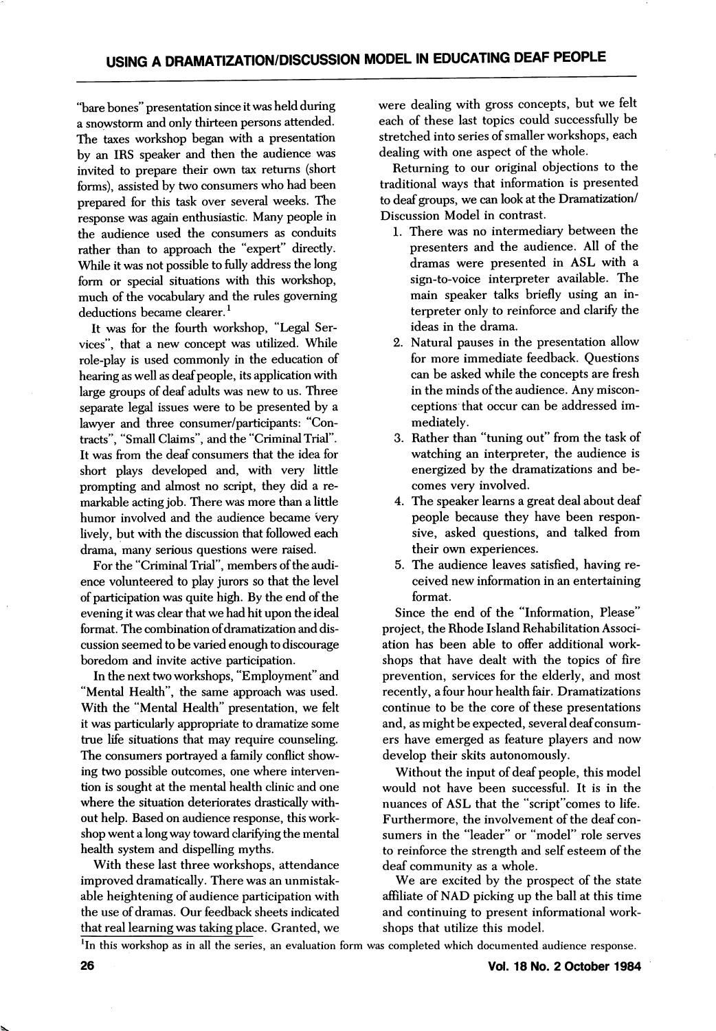"bare bones" presentation since it was held during a snowstorm and only thirteen persons attended. The taxes workshop began with a presentation by an IRS speaker and then the audience was invited to prepare their own tax returns (short forms), assisted by two consumers who had been prepared for this task over several weeks. The response was again enthusiastic. Many people in the audience used the consumers as conduits rather than to approach the "expert" directly. While it was not possible to fully address the long form or special situations with this workshop, much of the vocabulary and the rules governing deductions became clearer.[1]

It was for the fourth workshop, "Legal Services", that a new concept was utilized. While role-play is used commonly in the education of hearing as well as deaf people, its application with large groups of deaf adults was new to us. Three separate legal issues were to be presented by a lawyer and three consumer/participants: "Contracts", "Small Claims", and the "Criminal Trial". It was from the deaf consumers that the idea for short plays developed and, with very little prompting and almost no script, they did a remarkable acting job. There was more than a little humor involved and the audience became very lively, but with the discussion that followed each drama, many serious questions were raised.

For the "Criminal Trial", members of the audience volunteered to play jurors so that the level of participation was quite high. By the end of the evening it was clear that we had hit upon the ideal format. The combination of dramatization and discussion seemed to be varied enough to discourage boredom and invite active participation.

In the next two workshops, "Employment" and "Mental Health", the same approach was used. With the "Mental Health" presentation, we felt it was particularly appropriate to dramatize some true life situations that may require counseling. The consumers portrayed a family conflict showing two possible outcomes, one where intervention is sought at the mental health clinic and one where the situation deteriorates drastically without help. Based on audience response, this workshop went a long way toward clarifying the mental health system and dispelling myths.

With these last three workshops, attendance improved dramatically. There was an unmistakable heightening of audience participation with the use of dramas. Our feedback sheets indicated that real learning was taking place. Granted, we were dealing with gross concepts, but we felt each of these last topics could successfully be stretched into series of smaller workshops, each dealing with one aspect of the whole.

Returning to our original objections to the traditional ways that information is presented to deaf groups, we can look at the Dramatization/Discussion Model in contrast.

1. There was no intermediary between the presenters and the audience. All of the dramas were presented in ASL with a sign-to-voice interpreter available. The main speaker talks briefly using an interpreter only to reinforce and clarify the ideas in the drama.
2. Natural pauses in the presentation allow for more immediate feedback. Questions can be asked while the concepts are fresh in the minds of the audience. Any misconceptions that occur can be addressed immediately.
3. Rather than "tuning out" from the task of watching an interpreter, the audience is energized by the dramatizations and becomes very involved.
4. The speaker learns a great deal about deaf people because they have been responsive, asked questions, and talked from their own experiences.
5. The audience leaves satisfied, having received new information in an entertaining format.

Since the end of the "Information, Please" project, the Rhode Island Rehabilitation Association has been able to offer additional workshops that have dealt with the topics of fire prevention, services for the elderly, and most recently, a four hour health fair. Dramatizations continue to be the core of these presentations and, as might be expected, several deaf consumers have emerged as feature players and now develop their skits autonomously.

Without the input of deaf people, this model would not have been successful. It is in the nuances of ASL that the "script" comes to life. Furthermore, the involvement of the deaf consumers in the "leader" or "model" role serves to reinforce the strength and self esteem of the deaf community as a whole.

We are excited by the prospect of the state affiliate of NAD picking up the ball at this time and continuing to present informational workshops that utilize this model.

[1] In this workshop as in all the series, an evaluation form was completed which documented audience response.